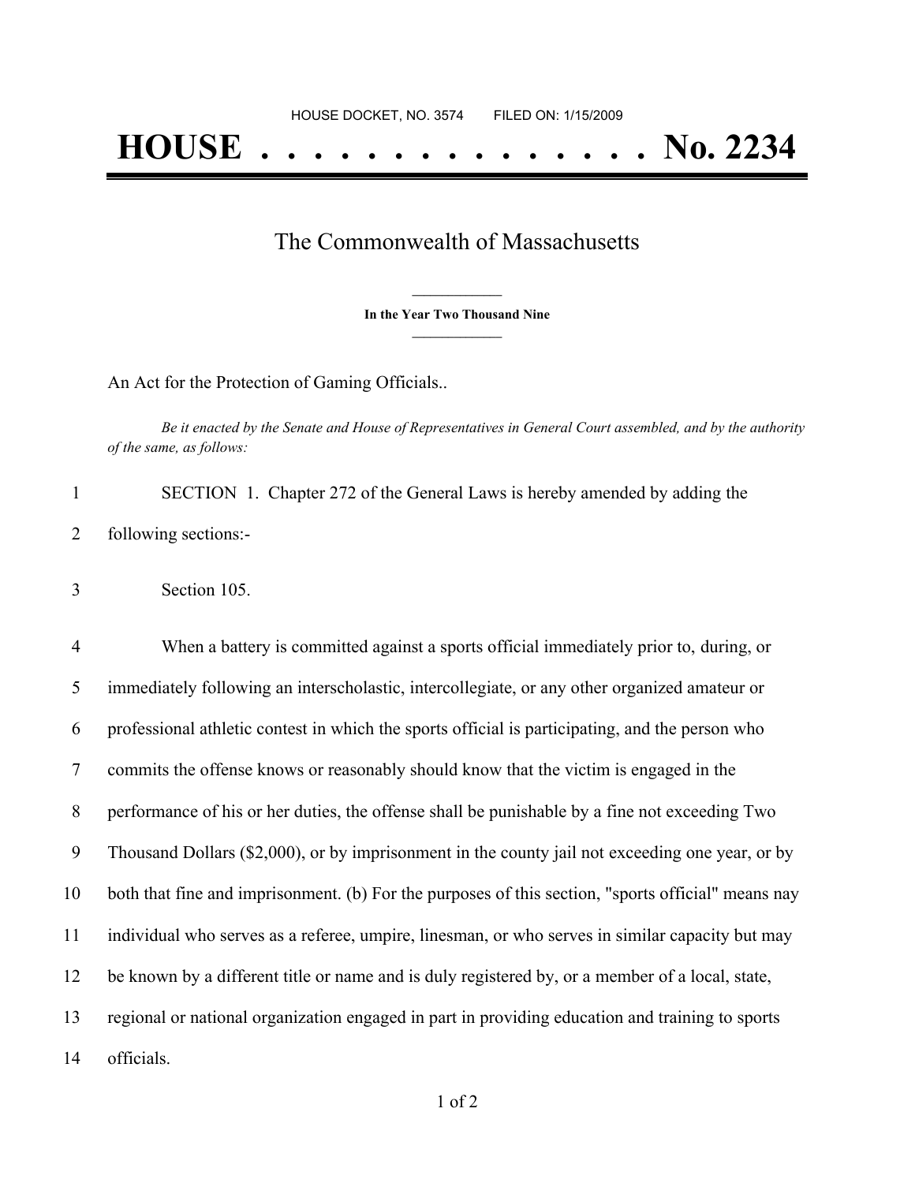HOUSE DOCKET, NO. 3574 FILED ON: 1/15/2009

# HOUSE . . . . . . . . . . . . . . . No. 2234

## The Commonwealth of Massachusetts

**In the Year Two Thousand Nine**

An Act for the Protection of Gaming Officials..

*Be it enacted by the Senate and House of Representatives in General Court assembled, and by the authority of the same, as follows:*

1 SECTION 1. Chapter 272 of the General Laws is hereby amended by adding the
2 following sections:-

3 Section 105.

4 When a battery is committed against a sports official immediately prior to, during, or
5 immediately following an interscholastic, intercollegiate, or any other organized amateur or
6 professional athletic contest in which the sports official is participating, and the person who
7 commits the offense knows or reasonably should know that the victim is engaged in the
8 performance of his or her duties, the offense shall be punishable by a fine not exceeding Two
9 Thousand Dollars ($2,000), or by imprisonment in the county jail not exceeding one year, or by
10 both that fine and imprisonment. (b) For the purposes of this section, "sports official" means nay
11 individual who serves as a referee, umpire, linesman, or who serves in similar capacity but may
12 be known by a different title or name and is duly registered by, or a member of a local, state,
13 regional or national organization engaged in part in providing education and training to sports
14 officials.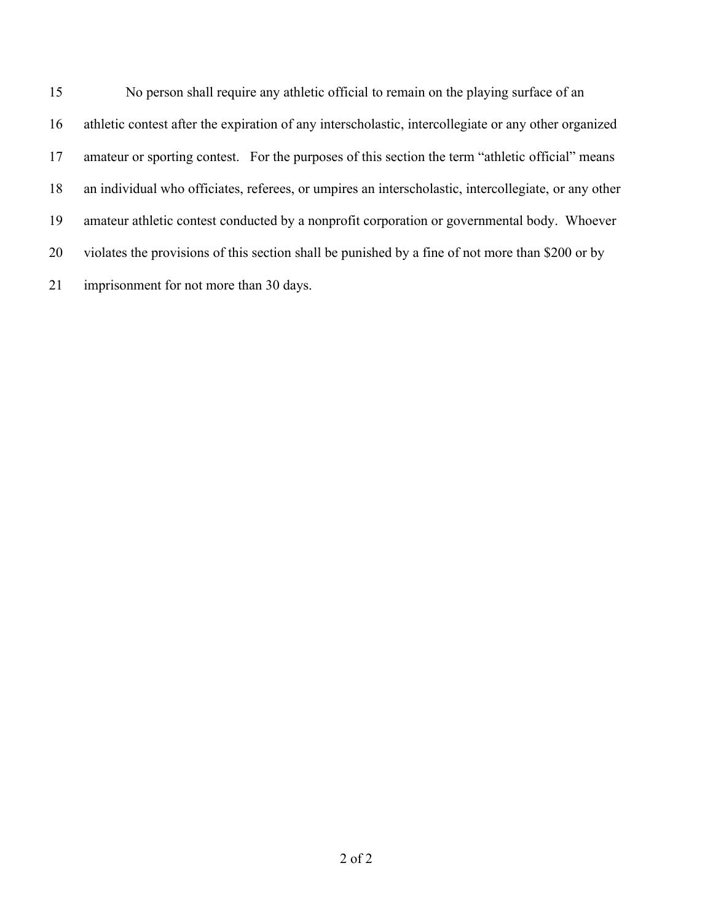No person shall require any athletic official to remain on the playing surface of an athletic contest after the expiration of any interscholastic, intercollegiate or any other organized amateur or sporting contest. For the purposes of this section the term "athletic official" means an individual who officiates, referees, or umpires an interscholastic, intercollegiate, or any other amateur athletic contest conducted by a nonprofit corporation or governmental body. Whoever violates the provisions of this section shall be punished by a fine of not more than $200 or by imprisonment for not more than 30 days.